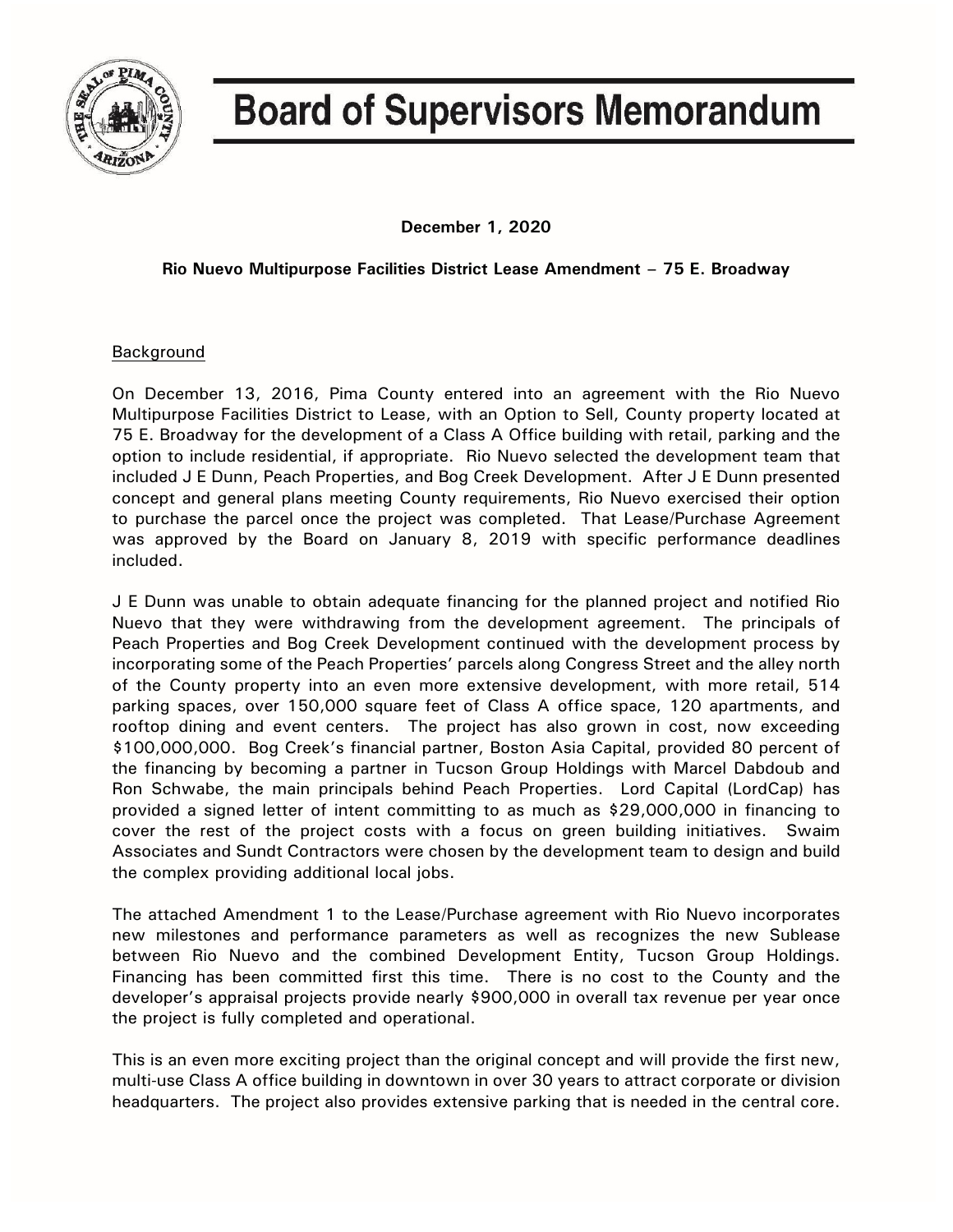# Board of Supervisors Memorandum

**December 1, 2020**

**Rio Nuevo Multipurpose Facilities District Lease Amendment – 75 E. Broadway**

## Background

On December 13, 2016, Pima County entered into an agreement with the Rio Nuevo Multipurpose Facilities District to Lease, with an Option to Sell, County property located at 75 E. Broadway for the development of a Class A Office building with retail, parking and the option to include residential, if appropriate. Rio Nuevo selected the development team that included J E Dunn, Peach Properties, and Bog Creek Development. After J E Dunn presented concept and general plans meeting County requirements, Rio Nuevo exercised their option to purchase the parcel once the project was completed. That Lease/Purchase Agreement was approved by the Board on January 8, 2019 with specific performance deadlines included.

J E Dunn was unable to obtain adequate financing for the planned project and notified Rio Nuevo that they were withdrawing from the development agreement. The principals of Peach Properties and Bog Creek Development continued with the development process by incorporating some of the Peach Properties' parcels along Congress Street and the alley north of the County property into an even more extensive development, with more retail, 514 parking spaces, over 150,000 square feet of Class A office space, 120 apartments, and rooftop dining and event centers. The project has also grown in cost, now exceeding $100,000,000. Bog Creek's financial partner, Boston Asia Capital, provided 80 percent of the financing by becoming a partner in Tucson Group Holdings with Marcel Dabdoub and Ron Schwabe, the main principals behind Peach Properties. Lord Capital (LordCap) has provided a signed letter of intent committing to as much as $29,000,000 in financing to cover the rest of the project costs with a focus on green building initiatives. Swaim Associates and Sundt Contractors were chosen by the development team to design and build the complex providing additional local jobs.

The attached Amendment 1 to the Lease/Purchase agreement with Rio Nuevo incorporates new milestones and performance parameters as well as recognizes the new Sublease between Rio Nuevo and the combined Development Entity, Tucson Group Holdings. Financing has been committed first this time. There is no cost to the County and the developer's appraisal projects provide nearly $900,000 in overall tax revenue per year once the project is fully completed and operational.

This is an even more exciting project than the original concept and will provide the first new, multi-use Class A office building in downtown in over 30 years to attract corporate or division headquarters. The project also provides extensive parking that is needed in the central core.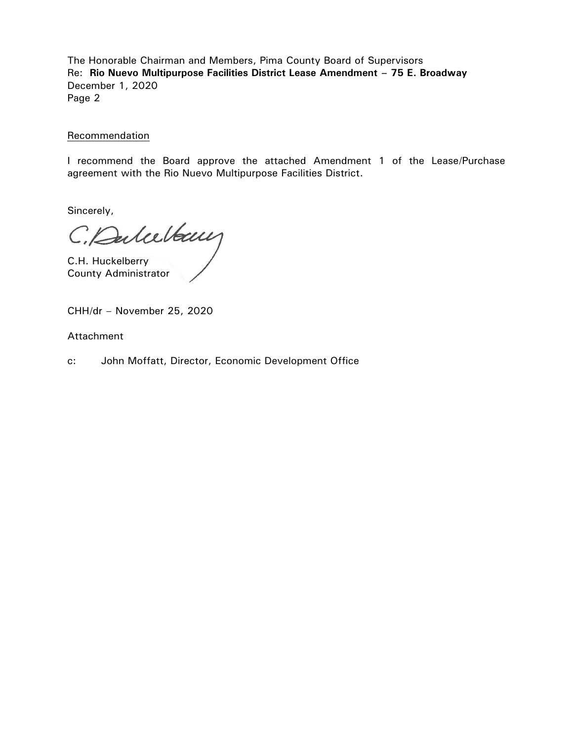The Honorable Chairman and Members, Pima County Board of Supervisors
Re: **Rio Nuevo Multipurpose Facilities District Lease Amendment – 75 E. Broadway**
December 1, 2020

Recommendation

I recommend the Board approve the attached Amendment 1 of the Lease/Purchase agreement with the Rio Nuevo Multipurpose Facilities District.

Sincerely,

C.H. Huckelberry
County Administrator

CHH/dr – November 25, 2020

Attachment

c: John Moffatt, Director, Economic Development Office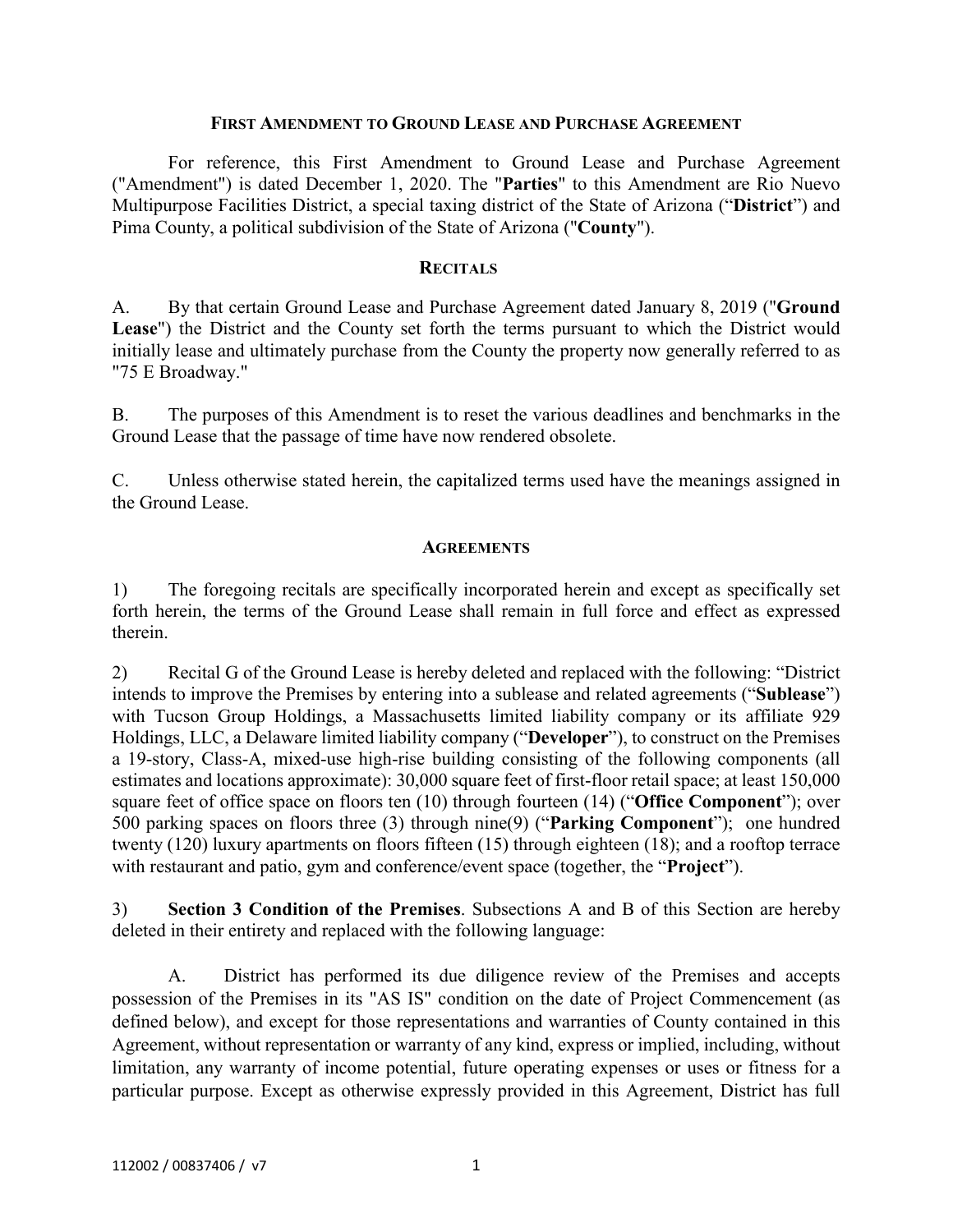## First Amendment to Ground Lease and Purchase Agreement

For reference, this First Amendment to Ground Lease and Purchase Agreement ("Amendment") is dated December 1, 2020. The "**Parties**" to this Amendment are Rio Nuevo Multipurpose Facilities District, a special taxing district of the State of Arizona ("**District**") and Pima County, a political subdivision of the State of Arizona ("**County**").

### Recitals

A. By that certain Ground Lease and Purchase Agreement dated January 8, 2019 ("**Ground Lease**") the District and the County set forth the terms pursuant to which the District would initially lease and ultimately purchase from the County the property now generally referred to as "75 E Broadway."

B. The purposes of this Amendment is to reset the various deadlines and benchmarks in the Ground Lease that the passage of time have now rendered obsolete.

C. Unless otherwise stated herein, the capitalized terms used have the meanings assigned in the Ground Lease.

### Agreements

1) The foregoing recitals are specifically incorporated herein and except as specifically set forth herein, the terms of the Ground Lease shall remain in full force and effect as expressed therein.

2) Recital G of the Ground Lease is hereby deleted and replaced with the following: "District intends to improve the Premises by entering into a sublease and related agreements ("**Sublease**") with Tucson Group Holdings, a Massachusetts limited liability company or its affiliate 929 Holdings, LLC, a Delaware limited liability company ("**Developer**"), to construct on the Premises a 19-story, Class-A, mixed-use high-rise building consisting of the following components (all estimates and locations approximate): 30,000 square feet of first-floor retail space; at least 150,000 square feet of office space on floors ten (10) through fourteen (14) ("**Office Component**"); over 500 parking spaces on floors three (3) through nine(9) ("**Parking Component**"); one hundred twenty (120) luxury apartments on floors fifteen (15) through eighteen (18); and a rooftop terrace with restaurant and patio, gym and conference/event space (together, the "**Project**").

3) **Section 3 Condition of the Premises**. Subsections A and B of this Section are hereby deleted in their entirety and replaced with the following language:

A. District has performed its due diligence review of the Premises and accepts possession of the Premises in its "AS IS" condition on the date of Project Commencement (as defined below), and except for those representations and warranties of County contained in this Agreement, without representation or warranty of any kind, express or implied, including, without limitation, any warranty of income potential, future operating expenses or uses or fitness for a particular purpose. Except as otherwise expressly provided in this Agreement, District has full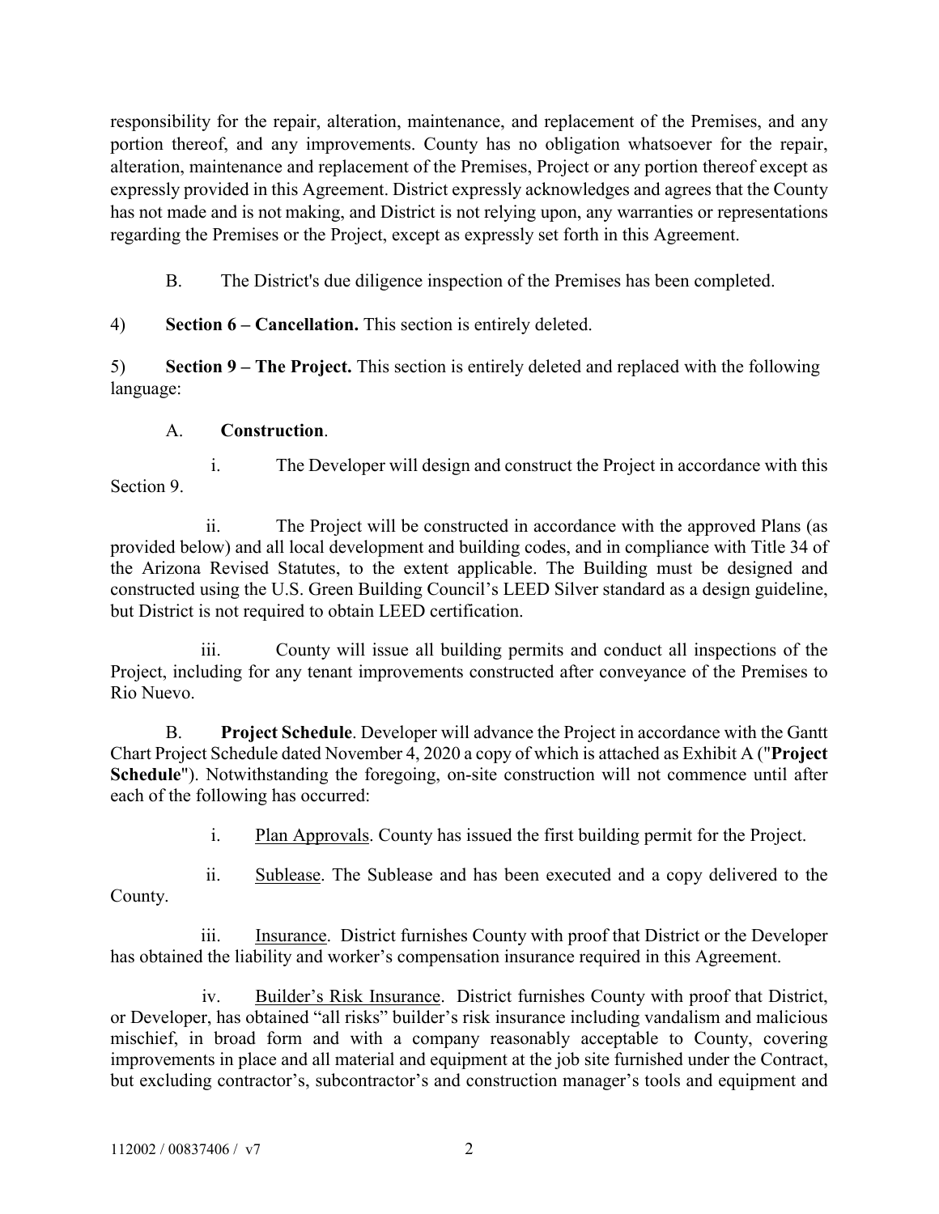responsibility for the repair, alteration, maintenance, and replacement of the Premises, and any portion thereof, and any improvements. County has no obligation whatsoever for the repair, alteration, maintenance and replacement of the Premises, Project or any portion thereof except as expressly provided in this Agreement. District expressly acknowledges and agrees that the County has not made and is not making, and District is not relying upon, any warranties or representations regarding the Premises or the Project, except as expressly set forth in this Agreement.

B. The District's due diligence inspection of the Premises has been completed.

4) **Section 6 – Cancellation.** This section is entirely deleted.

5) **Section 9 – The Project.** This section is entirely deleted and replaced with the following language:

A. **Construction**.

i. The Developer will design and construct the Project in accordance with this Section 9.

ii. The Project will be constructed in accordance with the approved Plans (as provided below) and all local development and building codes, and in compliance with Title 34 of the Arizona Revised Statutes, to the extent applicable. The Building must be designed and constructed using the U.S. Green Building Council's LEED Silver standard as a design guideline, but District is not required to obtain LEED certification.

iii. County will issue all building permits and conduct all inspections of the Project, including for any tenant improvements constructed after conveyance of the Premises to Rio Nuevo.

B. **Project Schedule**. Developer will advance the Project in accordance with the Gantt Chart Project Schedule dated November 4, 2020 a copy of which is attached as Exhibit A ("**Project Schedule**"). Notwithstanding the foregoing, on-site construction will not commence until after each of the following has occurred:

i. Plan Approvals. County has issued the first building permit for the Project.

ii. Sublease. The Sublease and has been executed and a copy delivered to the County.

iii. Insurance. District furnishes County with proof that District or the Developer has obtained the liability and worker's compensation insurance required in this Agreement.

iv. Builder's Risk Insurance. District furnishes County with proof that District, or Developer, has obtained "all risks" builder's risk insurance including vandalism and malicious mischief, in broad form and with a company reasonably acceptable to County, covering improvements in place and all material and equipment at the job site furnished under the Contract, but excluding contractor's, subcontractor's and construction manager's tools and equipment and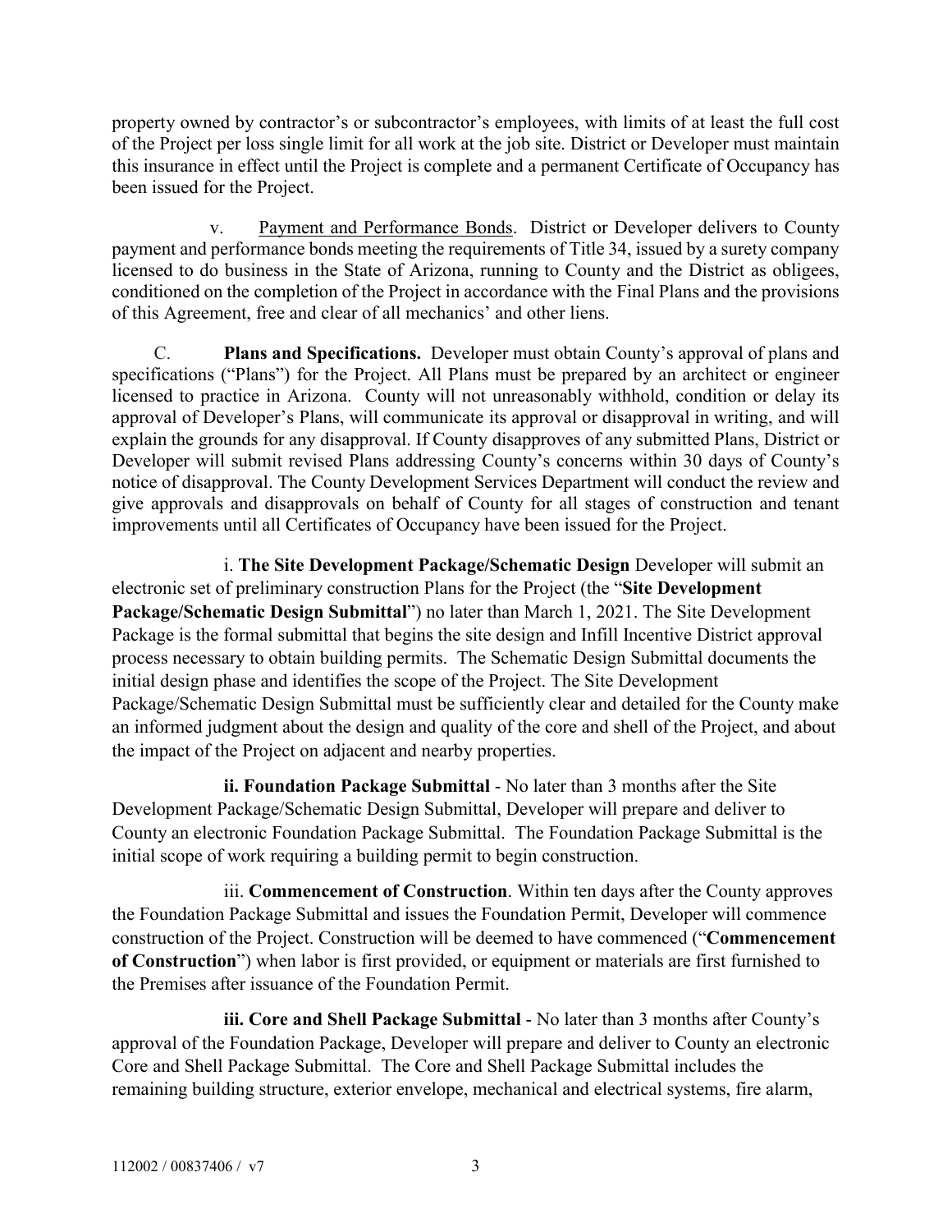property owned by contractor's or subcontractor's employees, with limits of at least the full cost of the Project per loss single limit for all work at the job site. District or Developer must maintain this insurance in effect until the Project is complete and a permanent Certificate of Occupancy has been issued for the Project.

v. Payment and Performance Bonds. District or Developer delivers to County payment and performance bonds meeting the requirements of Title 34, issued by a surety company licensed to do business in the State of Arizona, running to County and the District as obligees, conditioned on the completion of the Project in accordance with the Final Plans and the provisions of this Agreement, free and clear of all mechanics' and other liens.

C. **Plans and Specifications.** Developer must obtain County's approval of plans and specifications ("Plans") for the Project. All Plans must be prepared by an architect or engineer licensed to practice in Arizona. County will not unreasonably withhold, condition or delay its approval of Developer's Plans, will communicate its approval or disapproval in writing, and will explain the grounds for any disapproval. If County disapproves of any submitted Plans, District or Developer will submit revised Plans addressing County's concerns within 30 days of County's notice of disapproval. The County Development Services Department will conduct the review and give approvals and disapprovals on behalf of County for all stages of construction and tenant improvements until all Certificates of Occupancy have been issued for the Project.

i. **The Site Development Package/Schematic Design** Developer will submit an electronic set of preliminary construction Plans for the Project (the "**Site Development Package/Schematic Design Submittal**") no later than March 1, 2021. The Site Development Package is the formal submittal that begins the site design and Infill Incentive District approval process necessary to obtain building permits. The Schematic Design Submittal documents the initial design phase and identifies the scope of the Project. The Site Development Package/Schematic Design Submittal must be sufficiently clear and detailed for the County make an informed judgment about the design and quality of the core and shell of the Project, and about the impact of the Project on adjacent and nearby properties.

**ii. Foundation Package Submittal** - No later than 3 months after the Site Development Package/Schematic Design Submittal, Developer will prepare and deliver to County an electronic Foundation Package Submittal. The Foundation Package Submittal is the initial scope of work requiring a building permit to begin construction.

iii. **Commencement of Construction**. Within ten days after the County approves the Foundation Package Submittal and issues the Foundation Permit, Developer will commence construction of the Project. Construction will be deemed to have commenced ("**Commencement of Construction**") when labor is first provided, or equipment or materials are first furnished to the Premises after issuance of the Foundation Permit.

**iii. Core and Shell Package Submittal** - No later than 3 months after County's approval of the Foundation Package, Developer will prepare and deliver to County an electronic Core and Shell Package Submittal. The Core and Shell Package Submittal includes the remaining building structure, exterior envelope, mechanical and electrical systems, fire alarm,

112002 / 00837406 / v7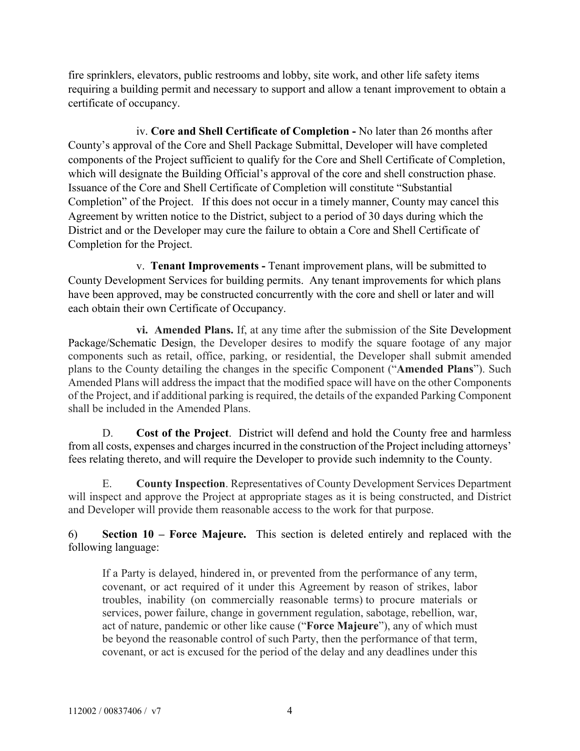fire sprinklers, elevators, public restrooms and lobby, site work, and other life safety items requiring a building permit and necessary to support and allow a tenant improvement to obtain a certificate of occupancy.

iv. **Core and Shell Certificate of Completion -** No later than 26 months after County's approval of the Core and Shell Package Submittal, Developer will have completed components of the Project sufficient to qualify for the Core and Shell Certificate of Completion, which will designate the Building Official's approval of the core and shell construction phase. Issuance of the Core and Shell Certificate of Completion will constitute "Substantial Completion" of the Project. If this does not occur in a timely manner, County may cancel this Agreement by written notice to the District, subject to a period of 30 days during which the District and or the Developer may cure the failure to obtain a Core and Shell Certificate of Completion for the Project.

v. **Tenant Improvements -** Tenant improvement plans, will be submitted to County Development Services for building permits. Any tenant improvements for which plans have been approved, may be constructed concurrently with the core and shell or later and will each obtain their own Certificate of Occupancy.

**vi. Amended Plans.** If, at any time after the submission of the Site Development Package/Schematic Design, the Developer desires to modify the square footage of any major components such as retail, office, parking, or residential, the Developer shall submit amended plans to the County detailing the changes in the specific Component ("**Amended Plans**"). Such Amended Plans will address the impact that the modified space will have on the other Components of the Project, and if additional parking is required, the details of the expanded Parking Component shall be included in the Amended Plans.

D. **Cost of the Project**. District will defend and hold the County free and harmless from all costs, expenses and charges incurred in the construction of the Project including attorneys' fees relating thereto, and will require the Developer to provide such indemnity to the County.

E. **County Inspection**. Representatives of County Development Services Department will inspect and approve the Project at appropriate stages as it is being constructed, and District and Developer will provide them reasonable access to the work for that purpose.

6) **Section 10 – Force Majeure.** This section is deleted entirely and replaced with the following language:

> If a Party is delayed, hindered in, or prevented from the performance of any term, covenant, or act required of it under this Agreement by reason of strikes, labor troubles, inability (on commercially reasonable terms) to procure materials or services, power failure, change in government regulation, sabotage, rebellion, war, act of nature, pandemic or other like cause ("**Force Majeure**"), any of which must be beyond the reasonable control of such Party, then the performance of that term, covenant, or act is excused for the period of the delay and any deadlines under this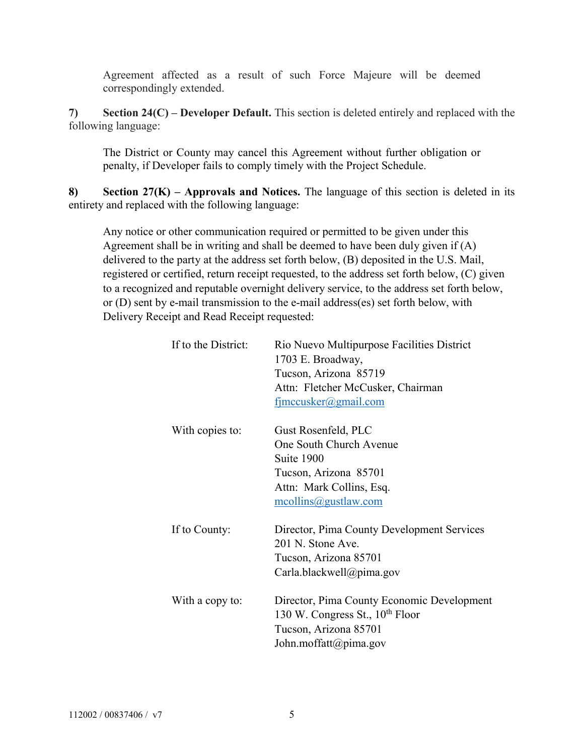Agreement affected as a result of such Force Majeure will be deemed correspondingly extended.

**7) Section 24(C) – Developer Default.** This section is deleted entirely and replaced with the following language:

> The District or County may cancel this Agreement without further obligation or penalty, if Developer fails to comply timely with the Project Schedule.

**8) Section 27(K) – Approvals and Notices.** The language of this section is deleted in its entirety and replaced with the following language:

> Any notice or other communication required or permitted to be given under this Agreement shall be in writing and shall be deemed to have been duly given if (A) delivered to the party at the address set forth below, (B) deposited in the U.S. Mail, registered or certified, return receipt requested, to the address set forth below, (C) given to a recognized and reputable overnight delivery service, to the address set forth below, or (D) sent by e-mail transmission to the e-mail address(es) set forth below, with Delivery Receipt and Read Receipt requested:

If to the District:
Rio Nuevo Multipurpose Facilities District
1703 E. Broadway,
Tucson, Arizona 85719
Attn: Fletcher McCusker, Chairman
fjmccusker@gmail.com

With copies to:
Gust Rosenfeld, PLC
One South Church Avenue
Suite 1900
Tucson, Arizona 85701
Attn: Mark Collins, Esq.
mcollins@gustlaw.com

If to County:
Director, Pima County Development Services
201 N. Stone Ave.
Tucson, Arizona 85701
Carla.blackwell@pima.gov

With a copy to:
Director, Pima County Economic Development
130 W. Congress St., 10th Floor
Tucson, Arizona 85701
John.moffatt@pima.gov

112002 / 00837406 / v7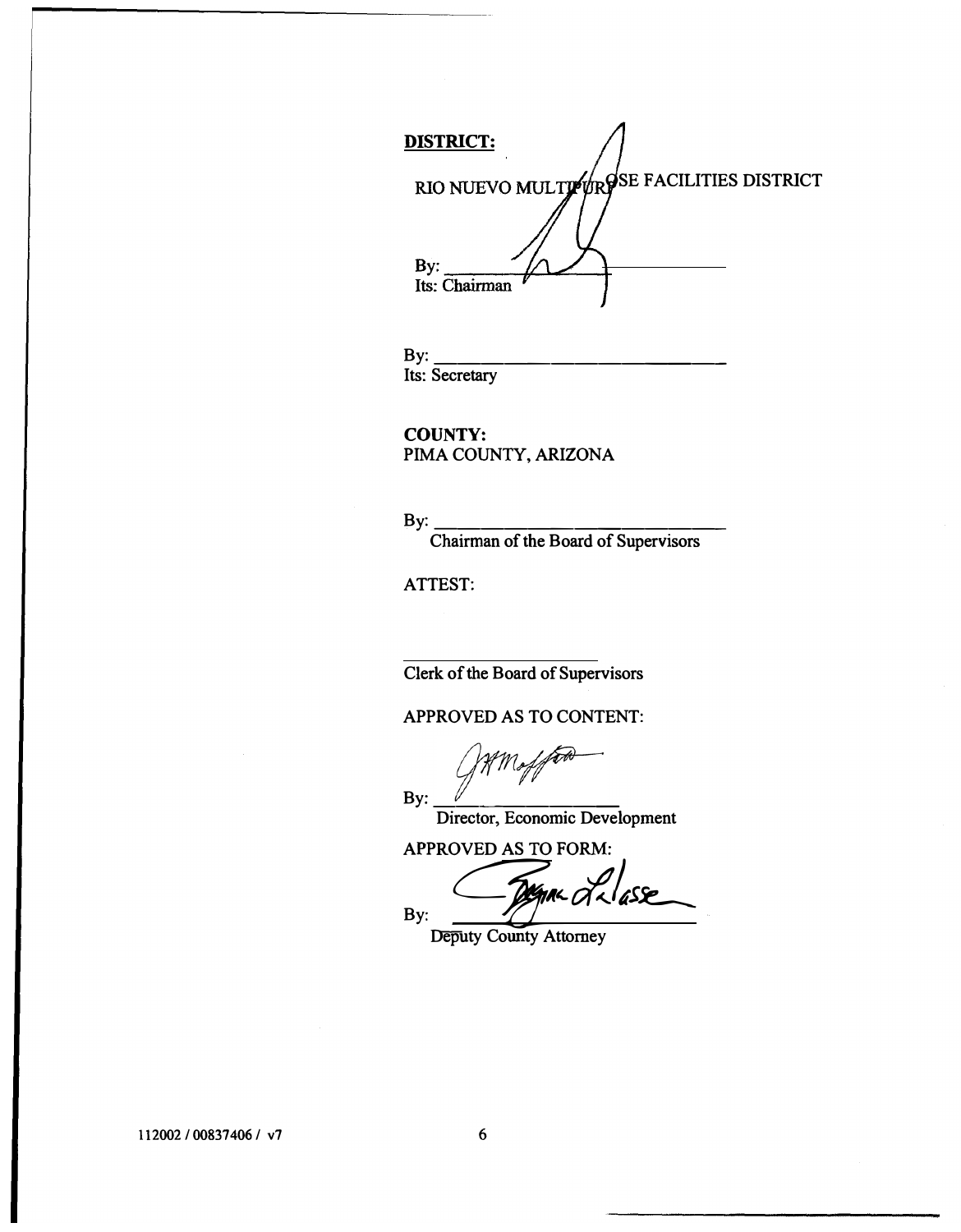**DISTRICT:**

RIO NUEVO MULTIPURPOSE FACILITIES DISTRICT

By: \_\_\_\_\_\_\_\_\_\_\_\_\_\_\_\_\_\_\_\_\_\_\_\_\_\_\_\_\_\_\_\_
Its: Chairman

By: \_\_\_\_\_\_\_\_\_\_\_\_\_\_\_\_\_\_\_\_\_\_\_\_\_\_\_\_\_\_\_\_
Its: Secretary

**COUNTY:**
PIMA COUNTY, ARIZONA

By: \_\_\_\_\_\_\_\_\_\_\_\_\_\_\_\_\_\_\_\_\_\_\_\_\_\_\_\_\_\_\_\_
Chairman of the Board of Supervisors

ATTEST:

\_\_\_\_\_\_\_\_\_\_\_\_\_\_\_\_\_\_\_\_\_\_\_\_\_\_
Clerk of the Board of Supervisors

APPROVED AS TO CONTENT:

By: \_\_\_\_\_\_\_\_\_\_\_\_\_\_\_\_\_\_\_\_\_\_\_\_
Director, Economic Development

APPROVED AS TO FORM:

By: \_\_\_\_\_\_\_\_\_\_\_\_\_\_\_\_\_\_\_\_\_\_\_\_\_\_\_\_\_\_\_\_
Deputy County Attorney

112002 / 00837406 / v7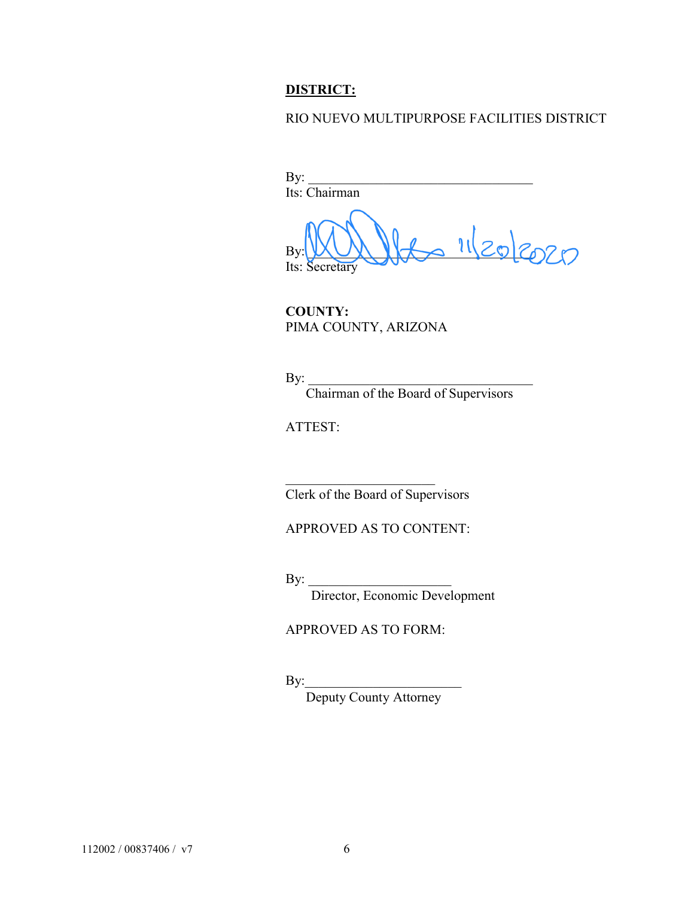**DISTRICT:**

RIO NUEVO MULTIPURPOSE FACILITIES DISTRICT

By: \_\_\_\_\_\_\_\_\_\_\_\_\_\_\_\_\_\_\_\_\_\_\_\_\_\_\_\_\_\_\_\_\_\_
Its: Chairman

By: \_\_\_\_\_\_\_\_\_\_\_\_\_\_\_\_\_\_\_\_\_\_\_\_\_\_\_\_\_\_\_\_\_\_ 11/20/2020
Its: Secretary

**COUNTY:**
PIMA COUNTY, ARIZONA

By: \_\_\_\_\_\_\_\_\_\_\_\_\_\_\_\_\_\_\_\_\_\_\_\_\_\_\_\_\_\_\_\_\_\_
Chairman of the Board of Supervisors

ATTEST:

\_\_\_\_\_\_\_\_\_\_\_\_\_\_\_\_\_\_\_\_\_\_\_
Clerk of the Board of Supervisors

APPROVED AS TO CONTENT:

By: \_\_\_\_\_\_\_\_\_\_\_\_\_\_\_\_\_\_\_\_\_\_
Director, Economic Development

APPROVED AS TO FORM:

By: \_\_\_\_\_\_\_\_\_\_\_\_\_\_\_\_\_\_\_\_\_\_\_
Deputy County Attorney

112002 / 00837406 / v7